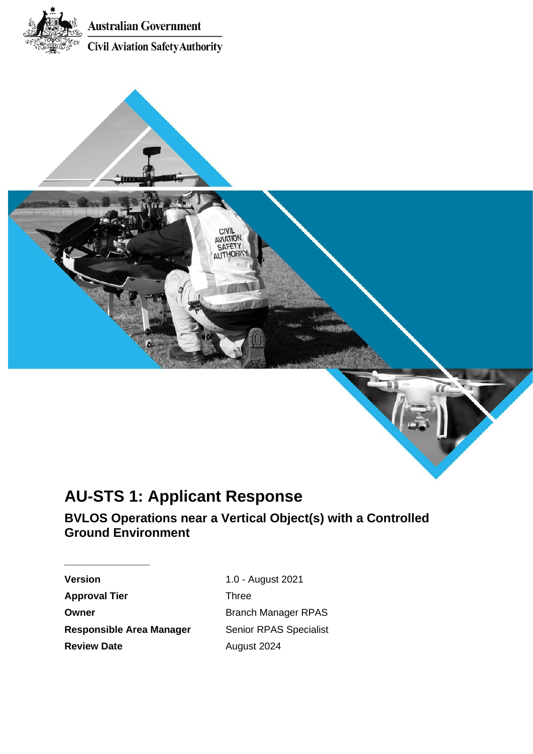Australian Government

Civil Aviation Safety Authority

# AU-STS 1: Applicant Response

## BVLOS Operations near a Vertical Object(s) with a Controlled Ground Environment

| | |
|---|---|
| **Version** | 1.0 - August 2021 |
| **Approval Tier** | Three |
| **Owner** | Branch Manager RPAS |
| **Responsible Area Manager** | Senior RPAS Specialist |
| **Review Date** | August 2024 |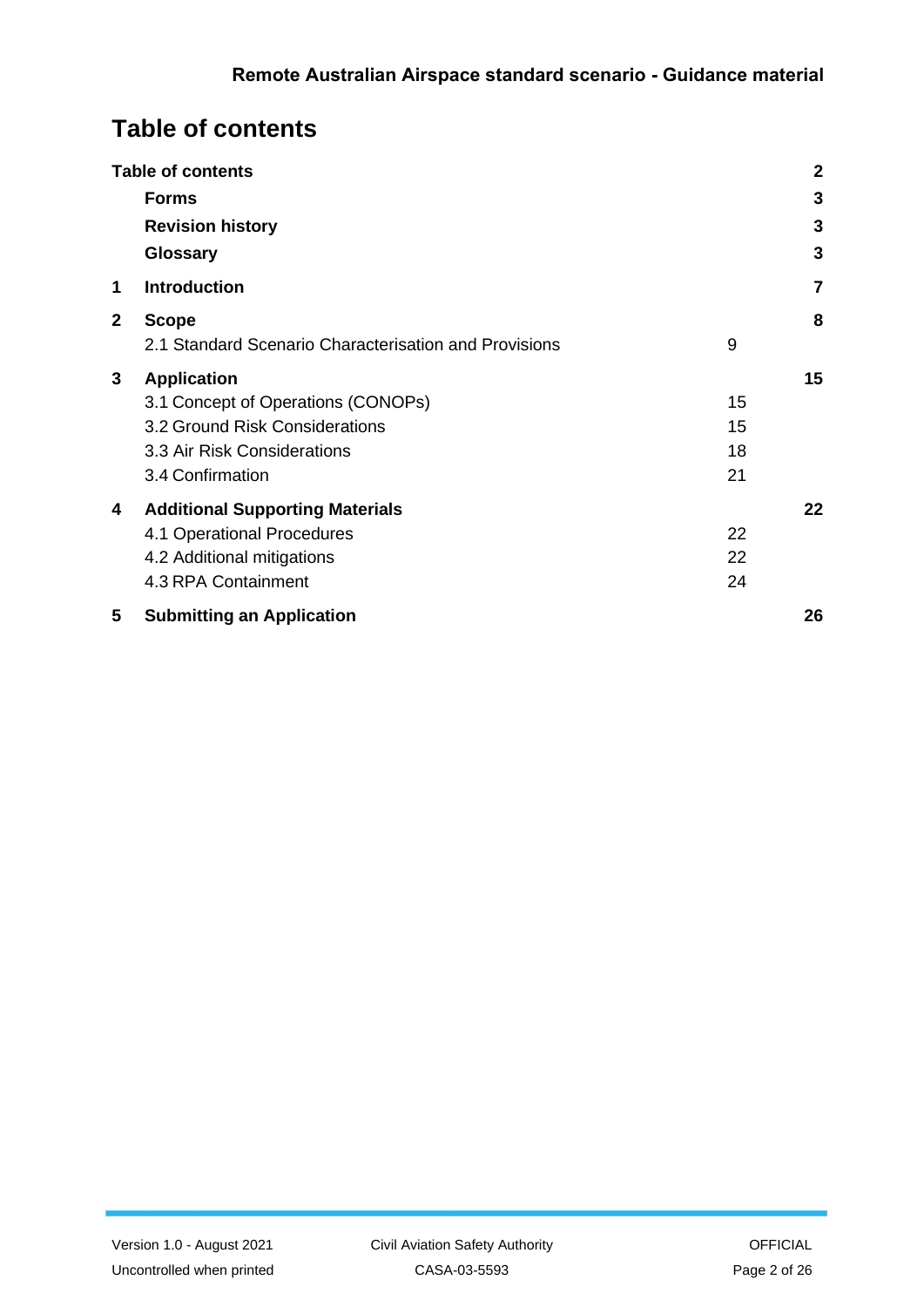# Table of contents

| | | |
|---|---|---|
| **Table of contents** | | **2** |
| **Forms** | | **3** |
| **Revision history** | | **3** |
| **Glossary** | | **3** |
| **1 Introduction** | | **7** |
| **2 Scope** | | **8** |
| 2.1 Standard Scenario Characterisation and Provisions | 9 | |
| **3 Application** | | **15** |
| 3.1 Concept of Operations (CONOPs) | 15 | |
| 3.2 Ground Risk Considerations | 15 | |
| 3.3 Air Risk Considerations | 18 | |
| 3.4 Confirmation | 21 | |
| **4 Additional Supporting Materials** | | **22** |
| 4.1 Operational Procedures | 22 | |
| 4.2 Additional mitigations | 22 | |
| 4.3 RPA Containment | 24 | |
| **5 Submitting an Application** | | **26** |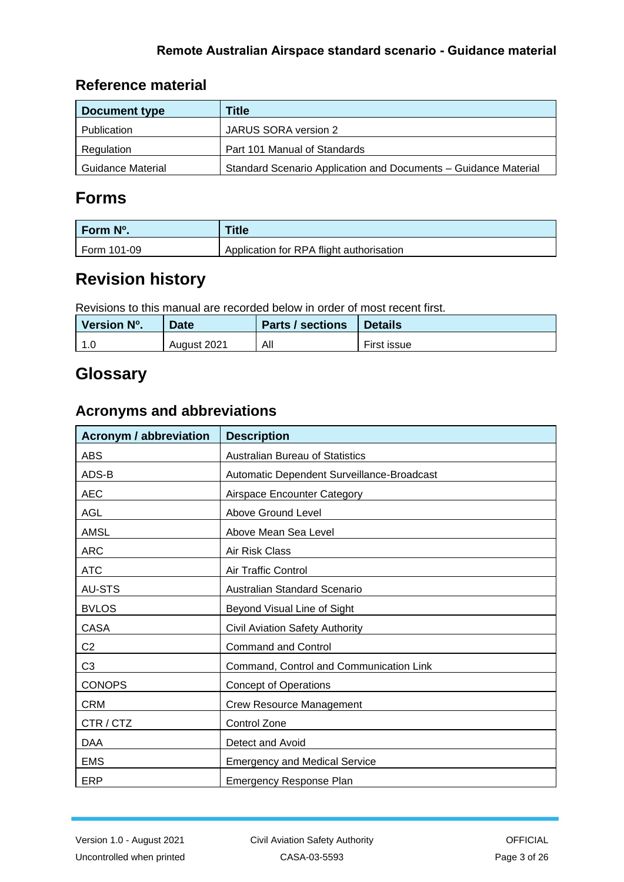## Reference material

| Document type | Title |
|---|---|
| Publication | JARUS SORA version 2 |
| Regulation | Part 101 Manual of Standards |
| Guidance Material | Standard Scenario Application and Documents – Guidance Material |

# Forms

| Form Nº. | Title |
|---|---|
| Form 101-09 | Application for RPA flight authorisation |

# Revision history

Revisions to this manual are recorded below in order of most recent first.

| Version Nº. | Date | Parts / sections | Details |
|---|---|---|---|
| 1.0 | August 2021 | All | First issue |

# Glossary

## Acronyms and abbreviations

| Acronym / abbreviation | Description |
|---|---|
| ABS | Australian Bureau of Statistics |
| ADS-B | Automatic Dependent Surveillance-Broadcast |
| AEC | Airspace Encounter Category |
| AGL | Above Ground Level |
| AMSL | Above Mean Sea Level |
| ARC | Air Risk Class |
| ATC | Air Traffic Control |
| AU-STS | Australian Standard Scenario |
| BVLOS | Beyond Visual Line of Sight |
| CASA | Civil Aviation Safety Authority |
| C2 | Command and Control |
| C3 | Command, Control and Communication Link |
| CONOPS | Concept of Operations |
| CRM | Crew Resource Management |
| CTR / CTZ | Control Zone |
| DAA | Detect and Avoid |
| EMS | Emergency and Medical Service |
| ERP | Emergency Response Plan |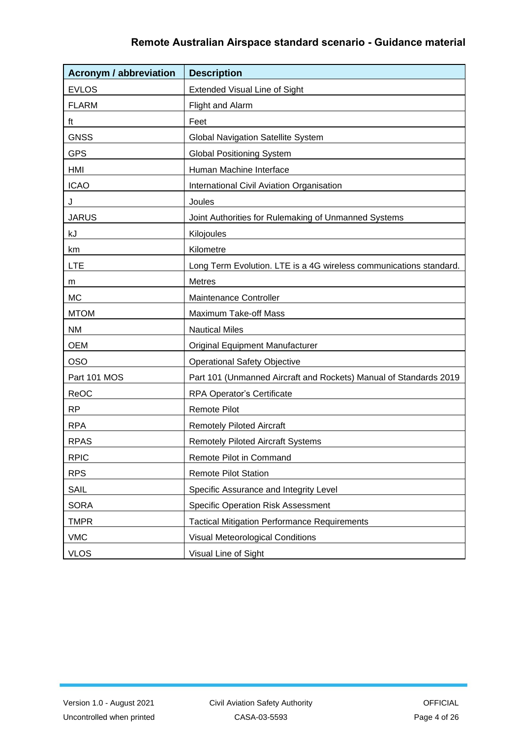| Acronym / abbreviation | Description |
| --- | --- |
| EVLOS | Extended Visual Line of Sight |
| FLARM | Flight and Alarm |
| ft | Feet |
| GNSS | Global Navigation Satellite System |
| GPS | Global Positioning System |
| HMI | Human Machine Interface |
| ICAO | International Civil Aviation Organisation |
| J | Joules |
| JARUS | Joint Authorities for Rulemaking of Unmanned Systems |
| kJ | Kilojoules |
| km | Kilometre |
| LTE | Long Term Evolution. LTE is a 4G wireless communications standard. |
| m | Metres |
| MC | Maintenance Controller |
| MTOM | Maximum Take-off Mass |
| NM | Nautical Miles |
| OEM | Original Equipment Manufacturer |
| OSO | Operational Safety Objective |
| Part 101 MOS | Part 101 (Unmanned Aircraft and Rockets) Manual of Standards 2019 |
| ReOC | RPA Operator's Certificate |
| RP | Remote Pilot |
| RPA | Remotely Piloted Aircraft |
| RPAS | Remotely Piloted Aircraft Systems |
| RPIC | Remote Pilot in Command |
| RPS | Remote Pilot Station |
| SAIL | Specific Assurance and Integrity Level |
| SORA | Specific Operation Risk Assessment |
| TMPR | Tactical Mitigation Performance Requirements |
| VMC | Visual Meteorological Conditions |
| VLOS | Visual Line of Sight |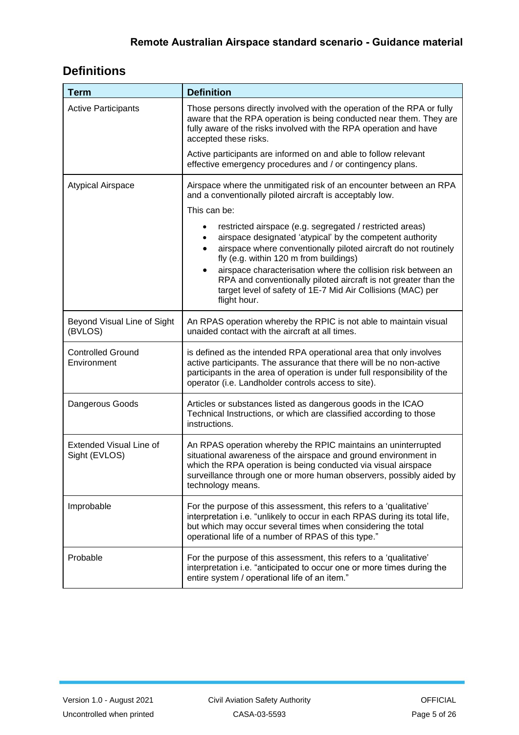## Definitions

| Term | Definition |
| --- | --- |
| Active Participants | Those persons directly involved with the operation of the RPA or fully aware that the RPA operation is being conducted near them. They are fully aware of the risks involved with the RPA operation and have accepted these risks.<br><br>Active participants are informed on and able to follow relevant effective emergency procedures and / or contingency plans. |
| Atypical Airspace | Airspace where the unmitigated risk of an encounter between an RPA and a conventionally piloted aircraft is acceptably low.<br><br>This can be:<br><br>• restricted airspace (e.g. segregated / restricted areas)<br>• airspace designated 'atypical' by the competent authority<br>• airspace where conventionally piloted aircraft do not routinely fly (e.g. within 120 m from buildings)<br>• airspace characterisation where the collision risk between an RPA and conventionally piloted aircraft is not greater than the target level of safety of 1E-7 Mid Air Collisions (MAC) per flight hour. |
| Beyond Visual Line of Sight (BVLOS) | An RPAS operation whereby the RPIC is not able to maintain visual unaided contact with the aircraft at all times. |
| Controlled Ground Environment | is defined as the intended RPA operational area that only involves active participants. The assurance that there will be no non-active participants in the area of operation is under full responsibility of the operator (i.e. Landholder controls access to site). |
| Dangerous Goods | Articles or substances listed as dangerous goods in the ICAO Technical Instructions, or which are classified according to those instructions. |
| Extended Visual Line of Sight (EVLOS) | An RPAS operation whereby the RPIC maintains an uninterrupted situational awareness of the airspace and ground environment in which the RPA operation is being conducted via visual airspace surveillance through one or more human observers, possibly aided by technology means. |
| Improbable | For the purpose of this assessment, this refers to a 'qualitative' interpretation i.e. "unlikely to occur in each RPAS during its total life, but which may occur several times when considering the total operational life of a number of RPAS of this type." |
| Probable | For the purpose of this assessment, this refers to a 'qualitative' interpretation i.e. "anticipated to occur one or more times during the entire system / operational life of an item." |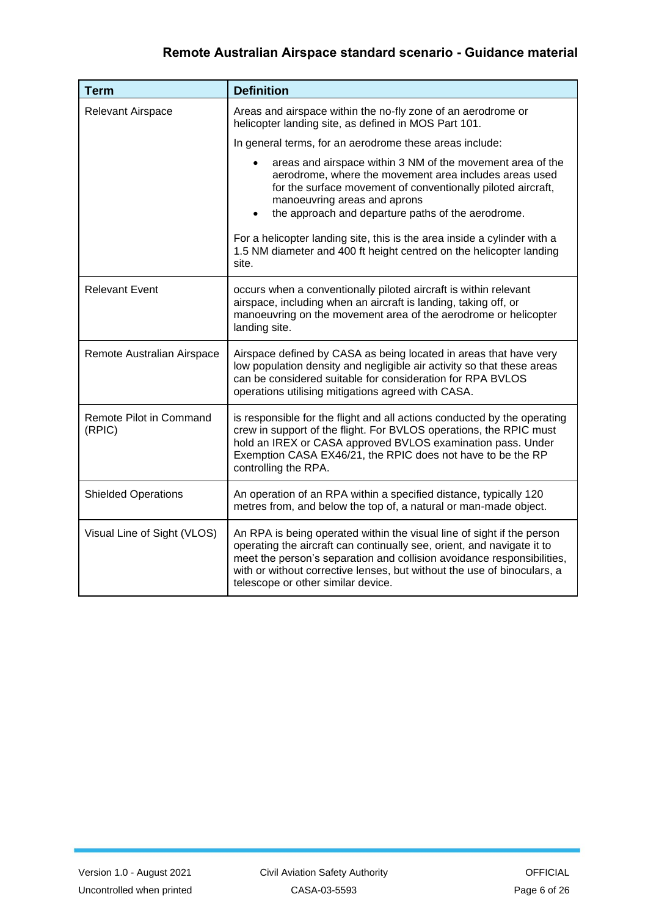| Term | Definition |
| --- | --- |
| Relevant Airspace | Areas and airspace within the no-fly zone of an aerodrome or helicopter landing site, as defined in MOS Part 101.<br><br>In general terms, for an aerodrome these areas include:<br><br>• areas and airspace within 3 NM of the movement area of the aerodrome, where the movement area includes areas used for the surface movement of conventionally piloted aircraft, manoeuvring areas and aprons<br>• the approach and departure paths of the aerodrome.<br><br>For a helicopter landing site, this is the area inside a cylinder with a 1.5 NM diameter and 400 ft height centred on the helicopter landing site. |
| Relevant Event | occurs when a conventionally piloted aircraft is within relevant airspace, including when an aircraft is landing, taking off, or manoeuvring on the movement area of the aerodrome or helicopter landing site. |
| Remote Australian Airspace | Airspace defined by CASA as being located in areas that have very low population density and negligible air activity so that these areas can be considered suitable for consideration for RPA BVLOS operations utilising mitigations agreed with CASA. |
| Remote Pilot in Command (RPIC) | is responsible for the flight and all actions conducted by the operating crew in support of the flight. For BVLOS operations, the RPIC must hold an IREX or CASA approved BVLOS examination pass. Under Exemption CASA EX46/21, the RPIC does not have to be the RP controlling the RPA. |
| Shielded Operations | An operation of an RPA within a specified distance, typically 120 metres from, and below the top of, a natural or man-made object. |
| Visual Line of Sight (VLOS) | An RPA is being operated within the visual line of sight if the person operating the aircraft can continually see, orient, and navigate it to meet the person's separation and collision avoidance responsibilities, with or without corrective lenses, but without the use of binoculars, a telescope or other similar device. |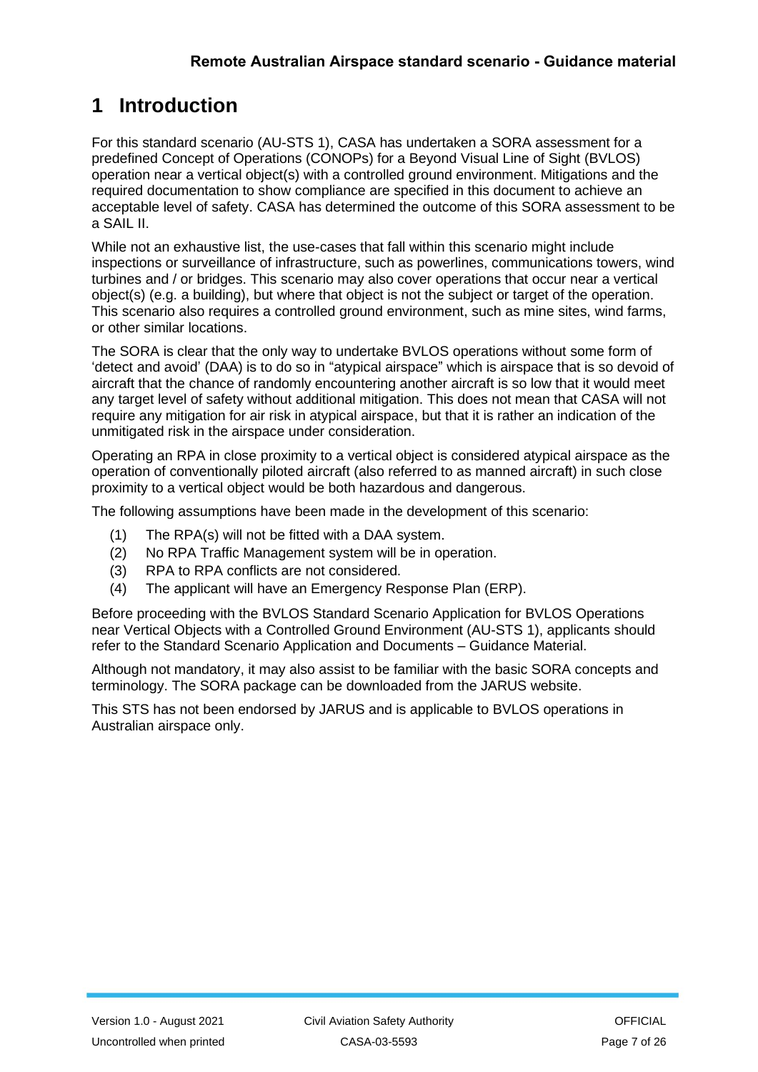# 1 Introduction

For this standard scenario (AU-STS 1), CASA has undertaken a SORA assessment for a predefined Concept of Operations (CONOPs) for a Beyond Visual Line of Sight (BVLOS) operation near a vertical object(s) with a controlled ground environment. Mitigations and the required documentation to show compliance are specified in this document to achieve an acceptable level of safety. CASA has determined the outcome of this SORA assessment to be a SAIL II.

While not an exhaustive list, the use-cases that fall within this scenario might include inspections or surveillance of infrastructure, such as powerlines, communications towers, wind turbines and / or bridges. This scenario may also cover operations that occur near a vertical object(s) (e.g. a building), but where that object is not the subject or target of the operation. This scenario also requires a controlled ground environment, such as mine sites, wind farms, or other similar locations.

The SORA is clear that the only way to undertake BVLOS operations without some form of 'detect and avoid' (DAA) is to do so in "atypical airspace" which is airspace that is so devoid of aircraft that the chance of randomly encountering another aircraft is so low that it would meet any target level of safety without additional mitigation. This does not mean that CASA will not require any mitigation for air risk in atypical airspace, but that it is rather an indication of the unmitigated risk in the airspace under consideration.

Operating an RPA in close proximity to a vertical object is considered atypical airspace as the operation of conventionally piloted aircraft (also referred to as manned aircraft) in such close proximity to a vertical object would be both hazardous and dangerous.

The following assumptions have been made in the development of this scenario:

(1) The RPA(s) will not be fitted with a DAA system.
(2) No RPA Traffic Management system will be in operation.
(3) RPA to RPA conflicts are not considered.
(4) The applicant will have an Emergency Response Plan (ERP).

Before proceeding with the BVLOS Standard Scenario Application for BVLOS Operations near Vertical Objects with a Controlled Ground Environment (AU-STS 1), applicants should refer to the Standard Scenario Application and Documents – Guidance Material.

Although not mandatory, it may also assist to be familiar with the basic SORA concepts and terminology. The SORA package can be downloaded from the JARUS website.

This STS has not been endorsed by JARUS and is applicable to BVLOS operations in Australian airspace only.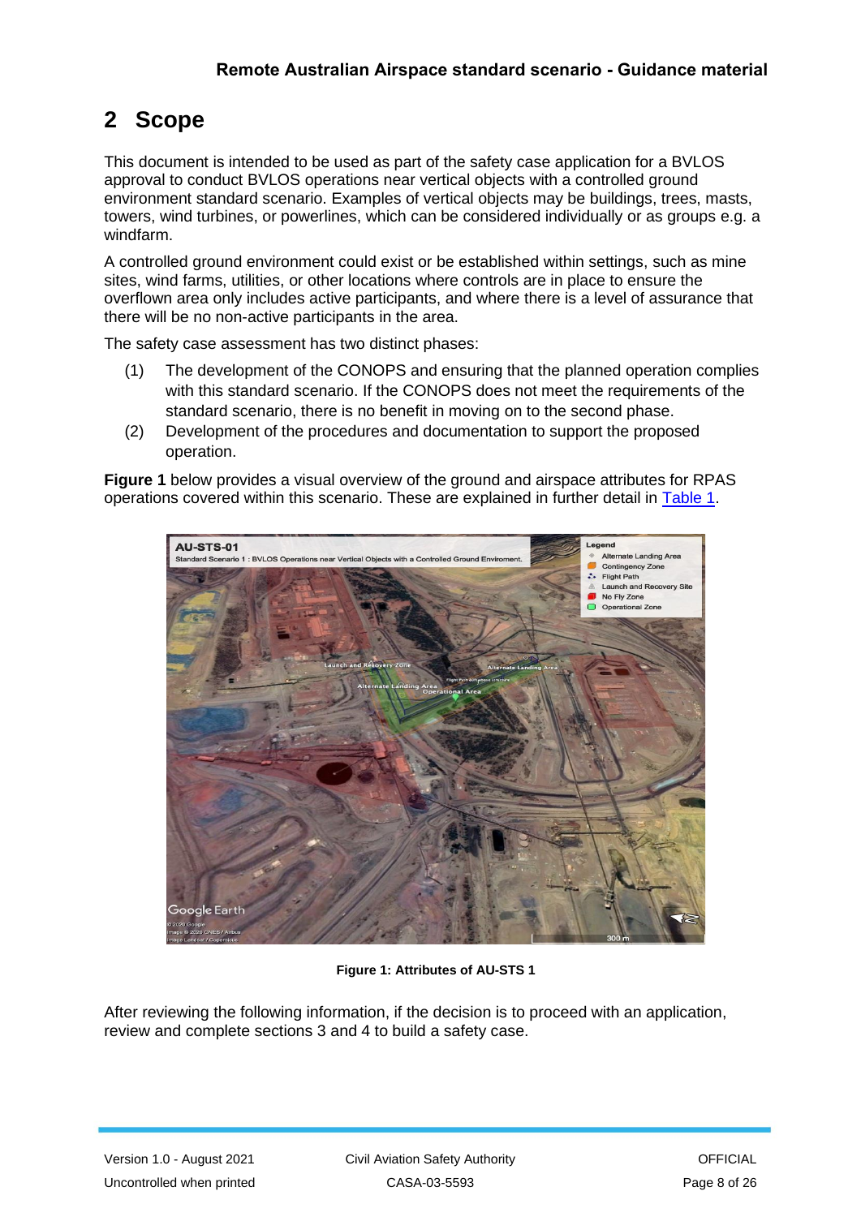## 2 Scope

This document is intended to be used as part of the safety case application for a BVLOS approval to conduct BVLOS operations near vertical objects with a controlled ground environment standard scenario. Examples of vertical objects may be buildings, trees, masts, towers, wind turbines, or powerlines, which can be considered individually or as groups e.g. a windfarm.

A controlled ground environment could exist or be established within settings, such as mine sites, wind farms, utilities, or other locations where controls are in place to ensure the overflown area only includes active participants, and where there is a level of assurance that there will be no non-active participants in the area.

The safety case assessment has two distinct phases:

(1) The development of the CONOPS and ensuring that the planned operation complies with this standard scenario. If the CONOPS does not meet the requirements of the standard scenario, there is no benefit in moving on to the second phase.

(2) Development of the procedures and documentation to support the proposed operation.

**Figure 1** below provides a visual overview of the ground and airspace attributes for RPAS operations covered within this scenario. These are explained in further detail in Table 1.

**Figure 1: Attributes of AU-STS 1**

After reviewing the following information, if the decision is to proceed with an application, review and complete sections 3 and 4 to build a safety case.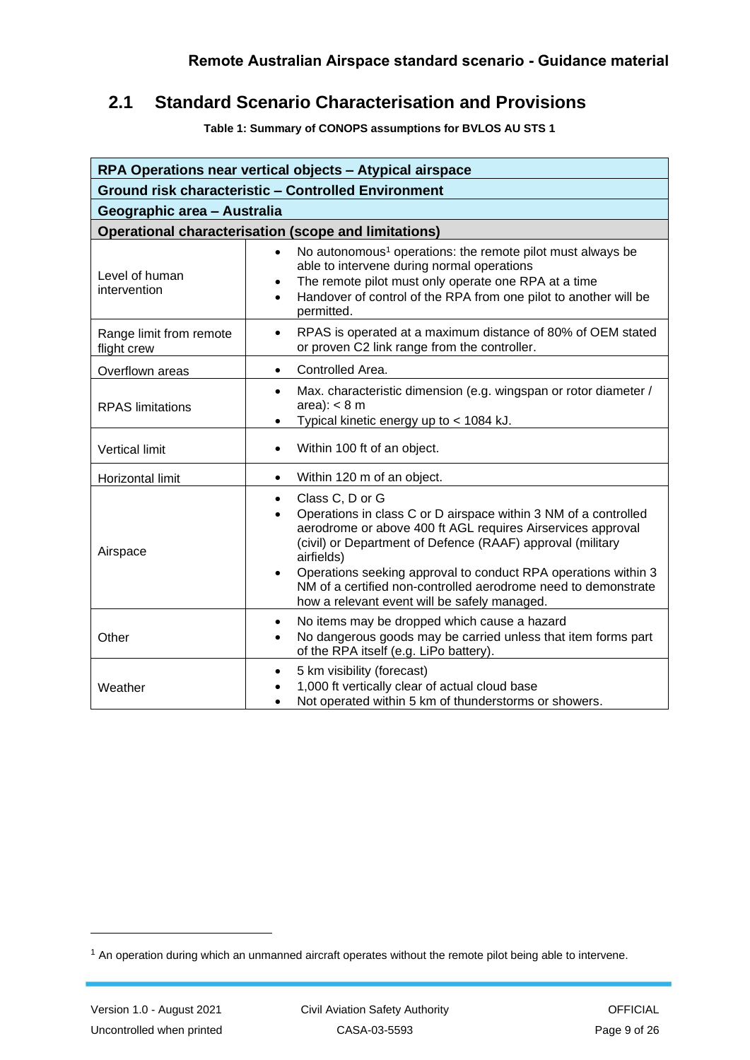## 2.1 Standard Scenario Characterisation and Provisions

**Table 1: Summary of CONOPS assumptions for BVLOS AU STS 1**

| **RPA Operations near vertical objects – Atypical airspace** | |
|---|---|
| **Ground risk characteristic – Controlled Environment** | |
| **Geographic area – Australia** | |
| **Operational characterisation (scope and limitations)** | |
| Level of human intervention | • No autonomous[1] operations: the remote pilot must always be able to intervene during normal operations<br>• The remote pilot must only operate one RPA at a time<br>• Handover of control of the RPA from one pilot to another will be permitted. |
| Range limit from remote flight crew | • RPAS is operated at a maximum distance of 80% of OEM stated or proven C2 link range from the controller. |
| Overflown areas | • Controlled Area. |
| RPAS limitations | • Max. characteristic dimension (e.g. wingspan or rotor diameter / area): < 8 m<br>• Typical kinetic energy up to < 1084 kJ. |
| Vertical limit | • Within 100 ft of an object. |
| Horizontal limit | • Within 120 m of an object. |
| Airspace | • Class C, D or G<br>• Operations in class C or D airspace within 3 NM of a controlled aerodrome or above 400 ft AGL requires Airservices approval (civil) or Department of Defence (RAAF) approval (military airfields)<br>• Operations seeking approval to conduct RPA operations within 3 NM of a certified non-controlled aerodrome need to demonstrate how a relevant event will be safely managed. |
| Other | • No items may be dropped which cause a hazard<br>• No dangerous goods may be carried unless that item forms part of the RPA itself (e.g. LiPo battery). |
| Weather | • 5 km visibility (forecast)<br>• 1,000 ft vertically clear of actual cloud base<br>• Not operated within 5 km of thunderstorms or showers. |

[1] An operation during which an unmanned aircraft operates without the remote pilot being able to intervene.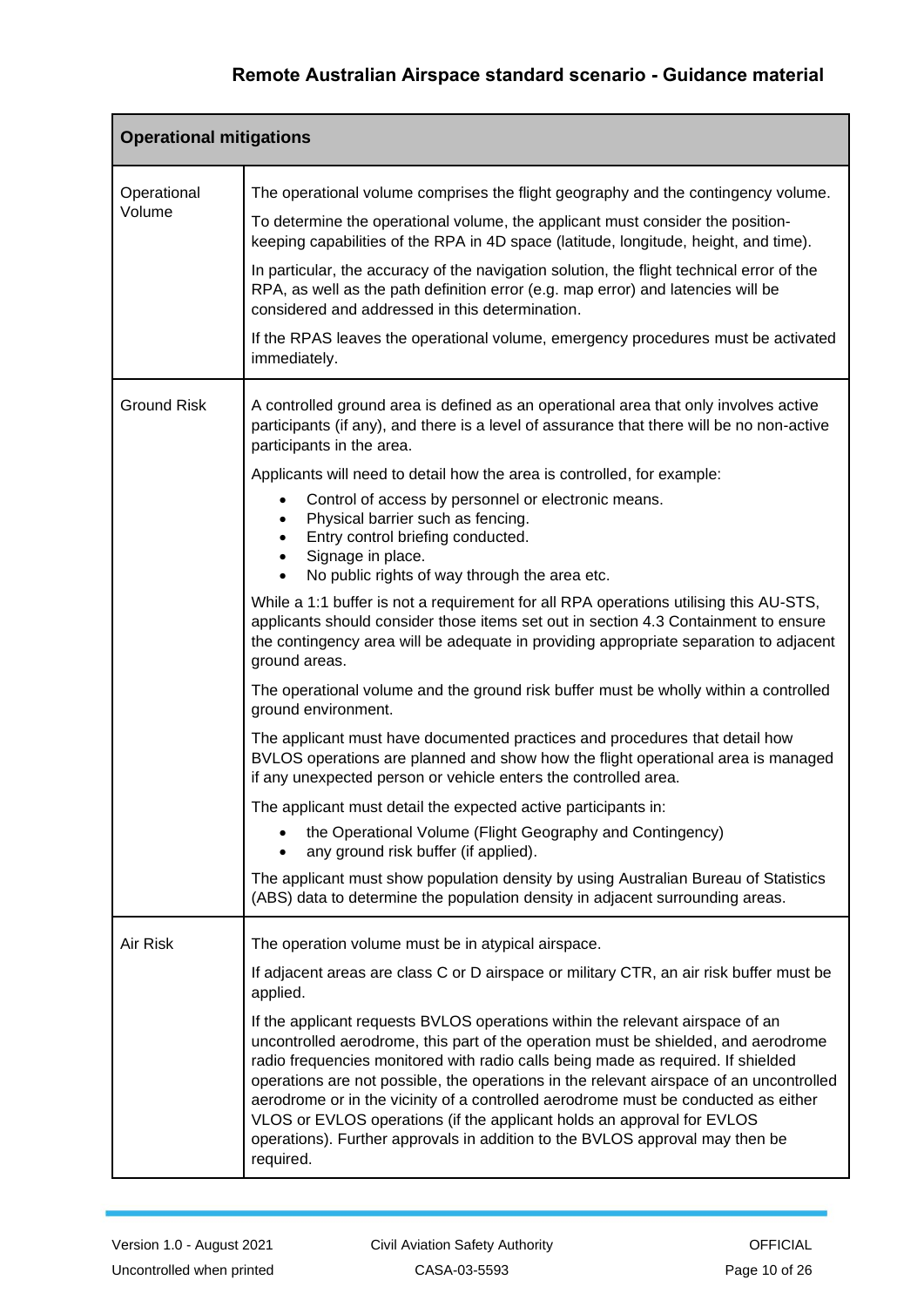| Operational mitigations | |
|---|---|
| Operational Volume | The operational volume comprises the flight geography and the contingency volume.<br><br>To determine the operational volume, the applicant must consider the position-keeping capabilities of the RPA in 4D space (latitude, longitude, height, and time).<br><br>In particular, the accuracy of the navigation solution, the flight technical error of the RPA, as well as the path definition error (e.g. map error) and latencies will be considered and addressed in this determination.<br><br>If the RPAS leaves the operational volume, emergency procedures must be activated immediately. |
| Ground Risk | A controlled ground area is defined as an operational area that only involves active participants (if any), and there is a level of assurance that there will be no non-active participants in the area.<br><br>Applicants will need to detail how the area is controlled, for example:<br>• Control of access by personnel or electronic means.<br>• Physical barrier such as fencing.<br>• Entry control briefing conducted.<br>• Signage in place.<br>• No public rights of way through the area etc.<br><br>While a 1:1 buffer is not a requirement for all RPA operations utilising this AU-STS, applicants should consider those items set out in section 4.3 Containment to ensure the contingency area will be adequate in providing appropriate separation to adjacent ground areas.<br><br>The operational volume and the ground risk buffer must be wholly within a controlled ground environment.<br><br>The applicant must have documented practices and procedures that detail how BVLOS operations are planned and show how the flight operational area is managed if any unexpected person or vehicle enters the controlled area.<br><br>The applicant must detail the expected active participants in:<br>• the Operational Volume (Flight Geography and Contingency)<br>• any ground risk buffer (if applied).<br><br>The applicant must show population density by using Australian Bureau of Statistics (ABS) data to determine the population density in adjacent surrounding areas. |
| Air Risk | The operation volume must be in atypical airspace.<br><br>If adjacent areas are class C or D airspace or military CTR, an air risk buffer must be applied.<br><br>If the applicant requests BVLOS operations within the relevant airspace of an uncontrolled aerodrome, this part of the operation must be shielded, and aerodrome radio frequencies monitored with radio calls being made as required. If shielded operations are not possible, the operations in the relevant airspace of an uncontrolled aerodrome or in the vicinity of a controlled aerodrome must be conducted as either VLOS or EVLOS operations (if the applicant holds an approval for EVLOS operations). Further approvals in addition to the BVLOS approval may then be required. |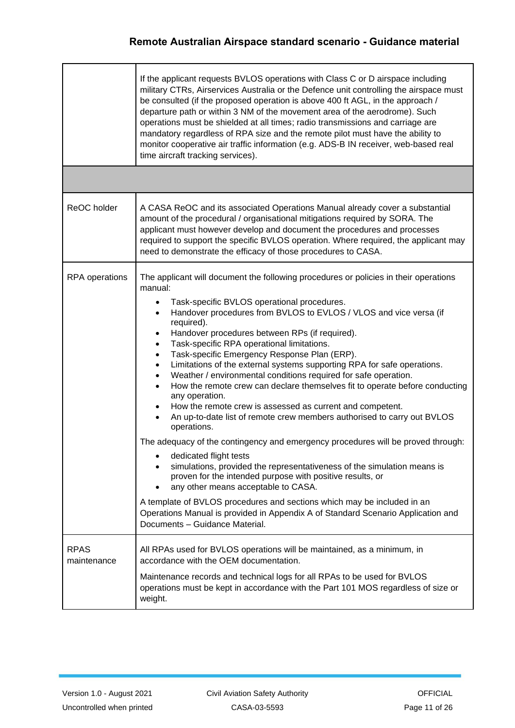| | |
|---|---|
| | If the applicant requests BVLOS operations with Class C or D airspace including military CTRs, Airservices Australia or the Defence unit controlling the airspace must be consulted (if the proposed operation is above 400 ft AGL, in the approach / departure path or within 3 NM of the movement area of the aerodrome). Such operations must be shielded at all times; radio transmissions and carriage are mandatory regardless of RPA size and the remote pilot must have the ability to monitor cooperative air traffic information (e.g. ADS-B IN receiver, web-based real time aircraft tracking services). |
| | |
| ReOC holder | A CASA ReOC and its associated Operations Manual already cover a substantial amount of the procedural / organisational mitigations required by SORA. The applicant must however develop and document the procedures and processes required to support the specific BVLOS operation. Where required, the applicant may need to demonstrate the efficacy of those procedures to CASA. |
| RPA operations | The applicant will document the following procedures or policies in their operations manual:<br>• Task-specific BVLOS operational procedures.<br>• Handover procedures from BVLOS to EVLOS / VLOS and vice versa (if required).<br>• Handover procedures between RPs (if required).<br>• Task-specific RPA operational limitations.<br>• Task-specific Emergency Response Plan (ERP).<br>• Limitations of the external systems supporting RPA for safe operations.<br>• Weather / environmental conditions required for safe operation.<br>• How the remote crew can declare themselves fit to operate before conducting any operation.<br>• How the remote crew is assessed as current and competent.<br>• An up-to-date list of remote crew members authorised to carry out BVLOS operations.<br><br>The adequacy of the contingency and emergency procedures will be proved through:<br>• dedicated flight tests<br>• simulations, provided the representativeness of the simulation means is proven for the intended purpose with positive results, or<br>• any other means acceptable to CASA.<br><br>A template of BVLOS procedures and sections which may be included in an Operations Manual is provided in Appendix A of Standard Scenario Application and Documents – Guidance Material. |
| RPAS maintenance | All RPAs used for BVLOS operations will be maintained, as a minimum, in accordance with the OEM documentation.<br><br>Maintenance records and technical logs for all RPAs to be used for BVLOS operations must be kept in accordance with the Part 101 MOS regardless of size or weight. |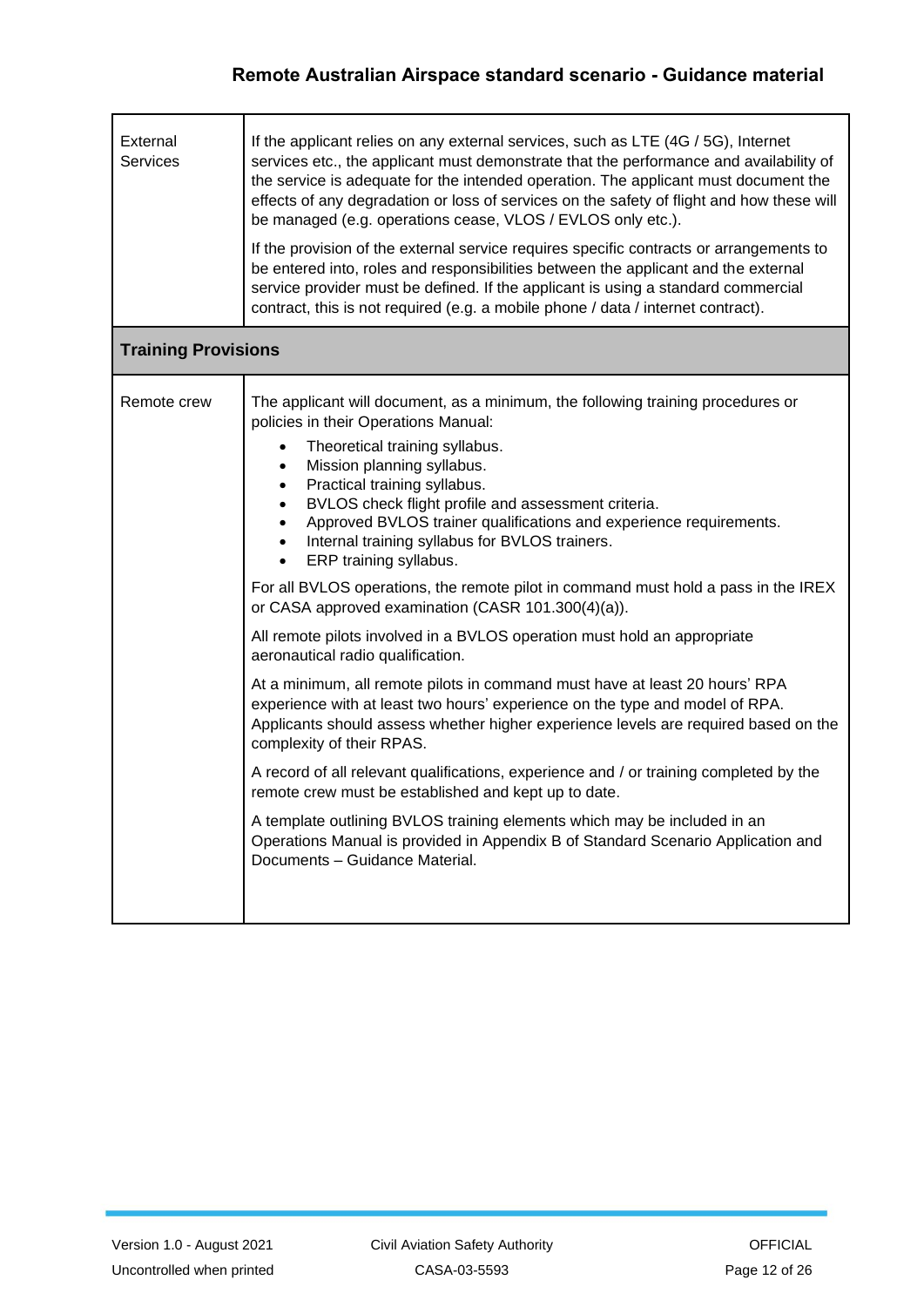| | |
|---|---|
| External Services | If the applicant relies on any external services, such as LTE (4G / 5G), Internet services etc., the applicant must demonstrate that the performance and availability of the service is adequate for the intended operation. The applicant must document the effects of any degradation or loss of services on the safety of flight and how these will be managed (e.g. operations cease, VLOS / EVLOS only etc.).<br><br>If the provision of the external service requires specific contracts or arrangements to be entered into, roles and responsibilities between the applicant and the external service provider must be defined. If the applicant is using a standard commercial contract, this is not required (e.g. a mobile phone / data / internet contract). |
| **Training Provisions** | |
| Remote crew | The applicant will document, as a minimum, the following training procedures or policies in their Operations Manual:<br>• Theoretical training syllabus.<br>• Mission planning syllabus.<br>• Practical training syllabus.<br>• BVLOS check flight profile and assessment criteria.<br>• Approved BVLOS trainer qualifications and experience requirements.<br>• Internal training syllabus for BVLOS trainers.<br>• ERP training syllabus.<br><br>For all BVLOS operations, the remote pilot in command must hold a pass in the IREX or CASA approved examination (CASR 101.300(4)(a)).<br><br>All remote pilots involved in a BVLOS operation must hold an appropriate aeronautical radio qualification.<br><br>At a minimum, all remote pilots in command must have at least 20 hours' RPA experience with at least two hours' experience on the type and model of RPA. Applicants should assess whether higher experience levels are required based on the complexity of their RPAS.<br><br>A record of all relevant qualifications, experience and / or training completed by the remote crew must be established and kept up to date.<br><br>A template outlining BVLOS training elements which may be included in an Operations Manual is provided in Appendix B of Standard Scenario Application and Documents – Guidance Material. |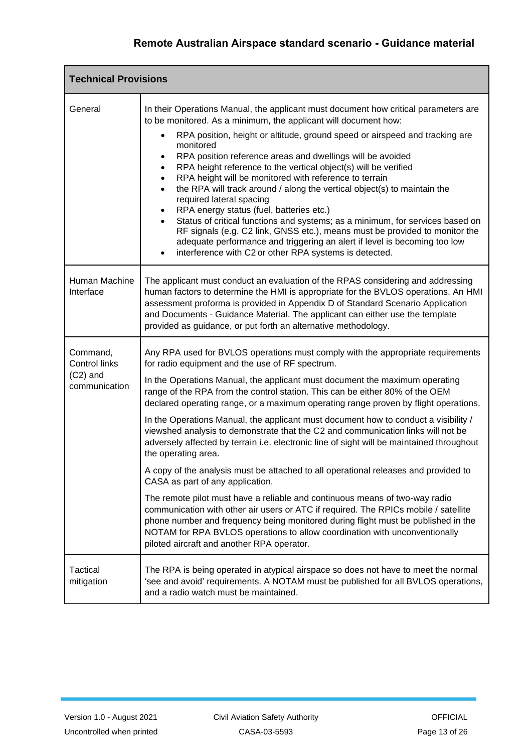| Technical Provisions | |
|---|---|
| General | In their Operations Manual, the applicant must document how critical parameters are to be monitored. As a minimum, the applicant will document how: <br>• RPA position, height or altitude, ground speed or airspeed and tracking are monitored <br>• RPA position reference areas and dwellings will be avoided <br>• RPA height reference to the vertical object(s) will be verified <br>• RPA height will be monitored with reference to terrain <br>• the RPA will track around / along the vertical object(s) to maintain the required lateral spacing <br>• RPA energy status (fuel, batteries etc.) <br>• Status of critical functions and systems; as a minimum, for services based on RF signals (e.g. C2 link, GNSS etc.), means must be provided to monitor the adequate performance and triggering an alert if level is becoming too low <br>• interference with C2 or other RPA systems is detected. |
| Human Machine Interface | The applicant must conduct an evaluation of the RPAS considering and addressing human factors to determine the HMI is appropriate for the BVLOS operations. An HMI assessment proforma is provided in Appendix D of Standard Scenario Application and Documents - Guidance Material. The applicant can either use the template provided as guidance, or put forth an alternative methodology. |
| Command, Control links (C2) and communication | Any RPA used for BVLOS operations must comply with the appropriate requirements for radio equipment and the use of RF spectrum. <br><br>In the Operations Manual, the applicant must document the maximum operating range of the RPA from the control station. This can be either 80% of the OEM declared operating range, or a maximum operating range proven by flight operations. <br><br>In the Operations Manual, the applicant must document how to conduct a visibility / viewshed analysis to demonstrate that the C2 and communication links will not be adversely affected by terrain i.e. electronic line of sight will be maintained throughout the operating area. <br><br>A copy of the analysis must be attached to all operational releases and provided to CASA as part of any application. <br><br>The remote pilot must have a reliable and continuous means of two-way radio communication with other air users or ATC if required. The RPICs mobile / satellite phone number and frequency being monitored during flight must be published in the NOTAM for RPA BVLOS operations to allow coordination with unconventionally piloted aircraft and another RPA operator. |
| Tactical mitigation | The RPA is being operated in atypical airspace so does not have to meet the normal 'see and avoid' requirements. A NOTAM must be published for all BVLOS operations, and a radio watch must be maintained. |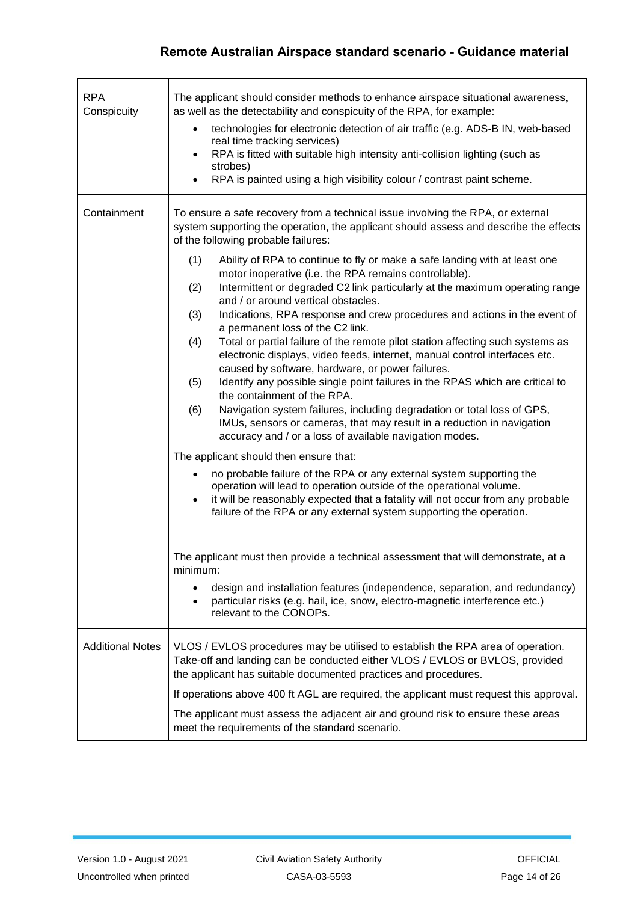| | |
|---|---|
| RPA Conspicuity | The applicant should consider methods to enhance airspace situational awareness, as well as the detectability and conspicuity of the RPA, for example:<br>• technologies for electronic detection of air traffic (e.g. ADS-B IN, web-based real time tracking services)<br>• RPA is fitted with suitable high intensity anti-collision lighting (such as strobes)<br>• RPA is painted using a high visibility colour / contrast paint scheme. |
| Containment | To ensure a safe recovery from a technical issue involving the RPA, or external system supporting the operation, the applicant should assess and describe the effects of the following probable failures:<br>(1) Ability of RPA to continue to fly or make a safe landing with at least one motor inoperative (i.e. the RPA remains controllable).<br>(2) Intermittent or degraded C2 link particularly at the maximum operating range and / or around vertical obstacles.<br>(3) Indications, RPA response and crew procedures and actions in the event of a permanent loss of the C2 link.<br>(4) Total or partial failure of the remote pilot station affecting such systems as electronic displays, video feeds, internet, manual control interfaces etc. caused by software, hardware, or power failures.<br>(5) Identify any possible single point failures in the RPAS which are critical to the containment of the RPA.<br>(6) Navigation system failures, including degradation or total loss of GPS, IMUs, sensors or cameras, that may result in a reduction in navigation accuracy and / or a loss of available navigation modes.<br>The applicant should then ensure that:<br>• no probable failure of the RPA or any external system supporting the operation will lead to operation outside of the operational volume.<br>• it will be reasonably expected that a fatality will not occur from any probable failure of the RPA or any external system supporting the operation.<br>The applicant must then provide a technical assessment that will demonstrate, at a minimum:<br>• design and installation features (independence, separation, and redundancy)<br>• particular risks (e.g. hail, ice, snow, electro-magnetic interference etc.) relevant to the CONOPs. |
| Additional Notes | VLOS / EVLOS procedures may be utilised to establish the RPA area of operation. Take-off and landing can be conducted either VLOS / EVLOS or BVLOS, provided the applicant has suitable documented practices and procedures.<br>If operations above 400 ft AGL are required, the applicant must request this approval.<br>The applicant must assess the adjacent air and ground risk to ensure these areas meet the requirements of the standard scenario. |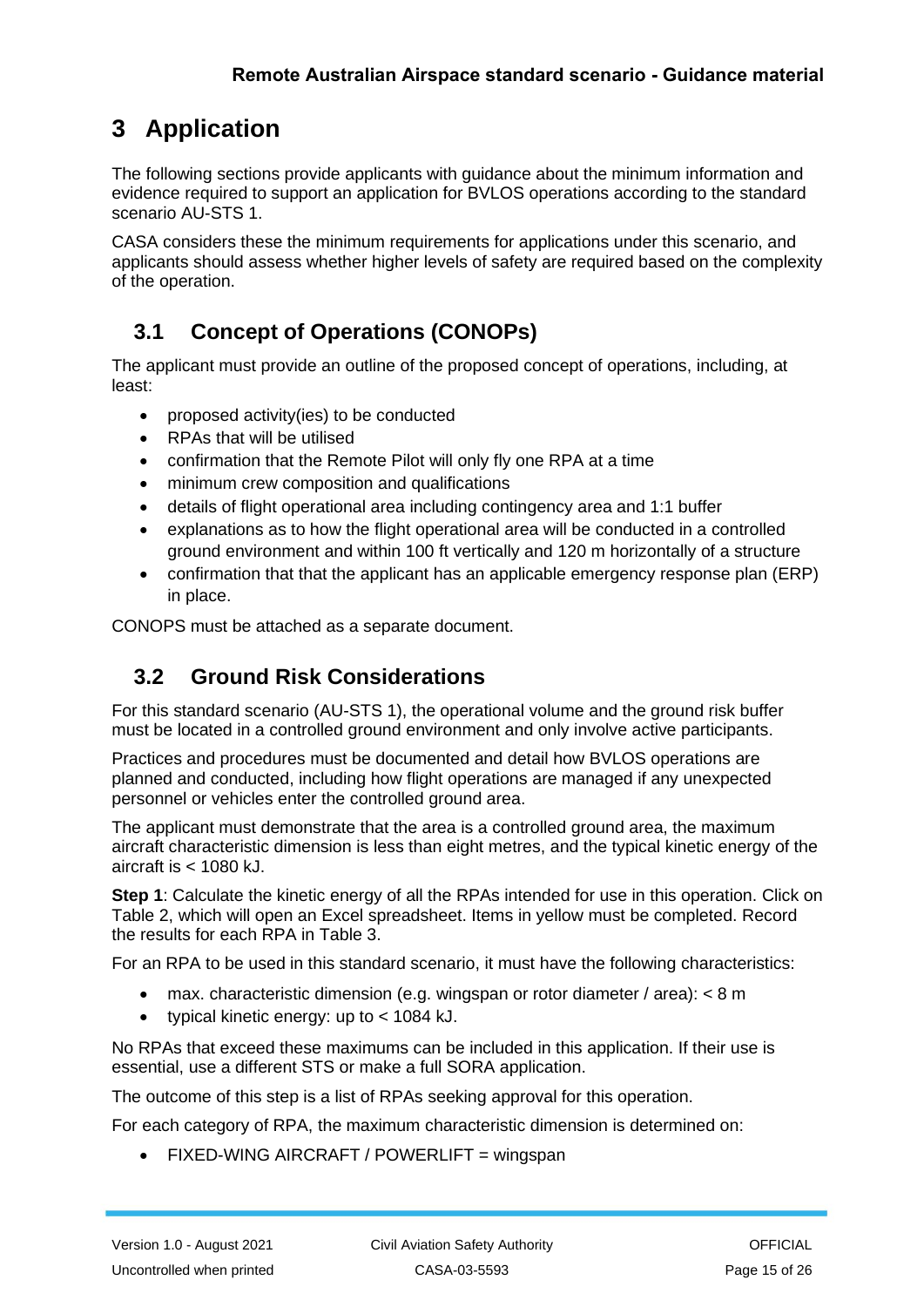# 3 Application

The following sections provide applicants with guidance about the minimum information and evidence required to support an application for BVLOS operations according to the standard scenario AU-STS 1.

CASA considers these the minimum requirements for applications under this scenario, and applicants should assess whether higher levels of safety are required based on the complexity of the operation.

## 3.1 Concept of Operations (CONOPs)

The applicant must provide an outline of the proposed concept of operations, including, at least:

- proposed activity(ies) to be conducted
- RPAs that will be utilised
- confirmation that the Remote Pilot will only fly one RPA at a time
- minimum crew composition and qualifications
- details of flight operational area including contingency area and 1:1 buffer
- explanations as to how the flight operational area will be conducted in a controlled ground environment and within 100 ft vertically and 120 m horizontally of a structure
- confirmation that that the applicant has an applicable emergency response plan (ERP) in place.

CONOPS must be attached as a separate document.

## 3.2 Ground Risk Considerations

For this standard scenario (AU-STS 1), the operational volume and the ground risk buffer must be located in a controlled ground environment and only involve active participants.

Practices and procedures must be documented and detail how BVLOS operations are planned and conducted, including how flight operations are managed if any unexpected personnel or vehicles enter the controlled ground area.

The applicant must demonstrate that the area is a controlled ground area, the maximum aircraft characteristic dimension is less than eight metres, and the typical kinetic energy of the aircraft is < 1080 kJ.

**Step 1**: Calculate the kinetic energy of all the RPAs intended for use in this operation. Click on Table 2, which will open an Excel spreadsheet. Items in yellow must be completed. Record the results for each RPA in Table 3.

For an RPA to be used in this standard scenario, it must have the following characteristics:

- max. characteristic dimension (e.g. wingspan or rotor diameter / area): < 8 m
- typical kinetic energy: up to < 1084 kJ.

No RPAs that exceed these maximums can be included in this application. If their use is essential, use a different STS or make a full SORA application.

The outcome of this step is a list of RPAs seeking approval for this operation.

For each category of RPA, the maximum characteristic dimension is determined on:

- FIXED-WING AIRCRAFT / POWERLIFT = wingspan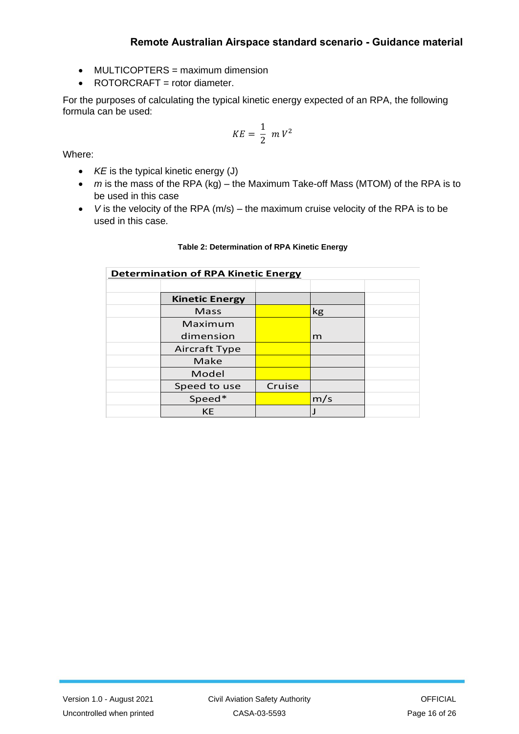- MULTICOPTERS = maximum dimension
- ROTORCRAFT = rotor diameter.

For the purposes of calculating the typical kinetic energy expected of an RPA, the following formula can be used:

$$KE = \frac{1}{2}\ m\,V^2$$

Where:

- *KE* is the typical kinetic energy (J)
- *m* is the mass of the RPA (kg) – the Maximum Take-off Mass (MTOM) of the RPA is to be used in this case
- *V* is the velocity of the RPA (m/s) – the maximum cruise velocity of the RPA is to be used in this case.

**Table 2: Determination of RPA Kinetic Energy**

| **Determination of RPA Kinetic Energy** | | |
|---|---|---|
| **Kinetic Energy** | | |
| Mass | | kg |
| Maximum dimension | | m |
| Aircraft Type | | |
| Make | | |
| Model | | |
| Speed to use | Cruise | |
| Speed* | | m/s |
| KE | | J |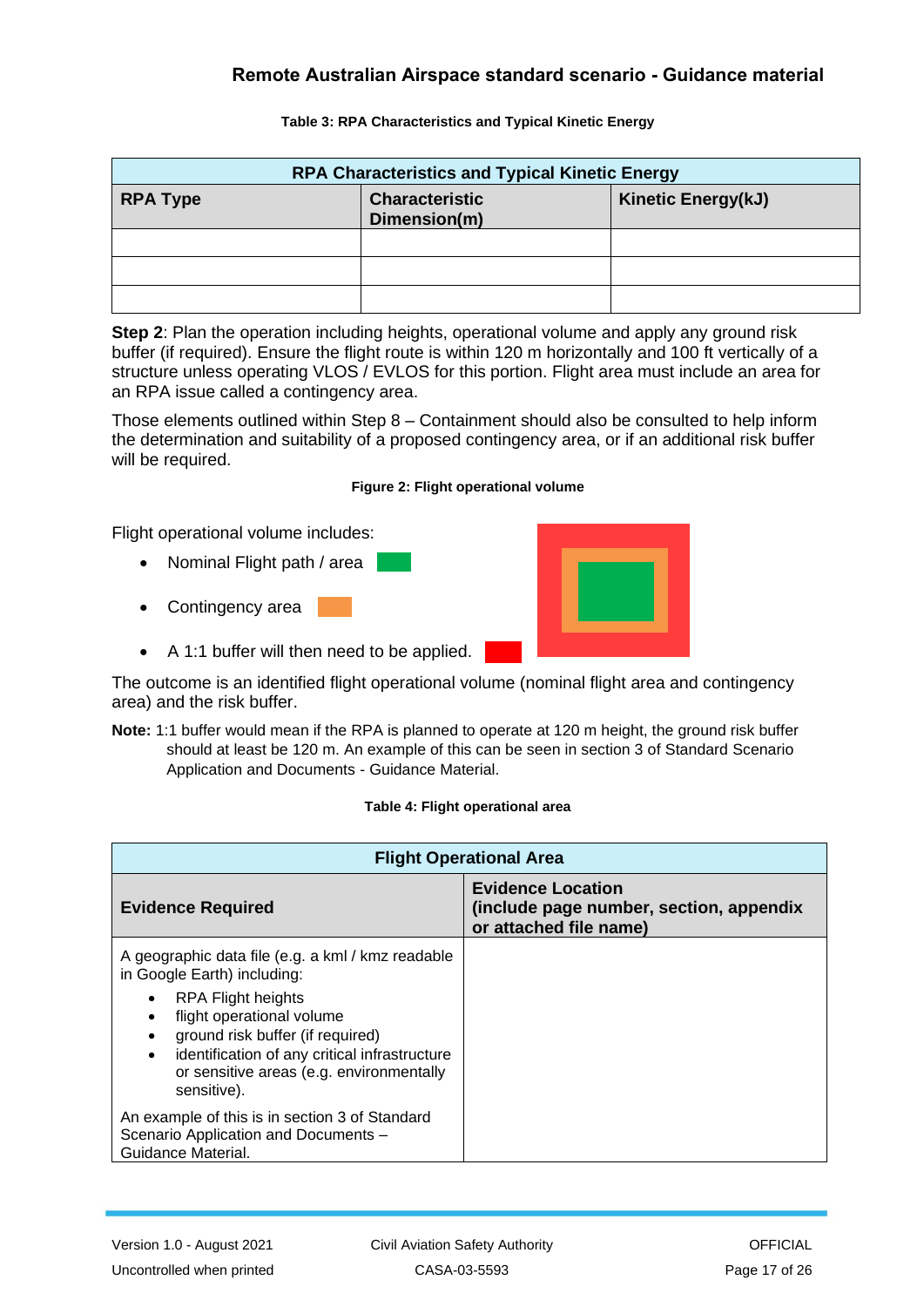**Table 3: RPA Characteristics and Typical Kinetic Energy**

| RPA Characteristics and Typical Kinetic Energy | | |
|---|---|---|
| **RPA Type** | **Characteristic Dimension(m)** | **Kinetic Energy(kJ)** |
| | | |
| | | |
| | | |

**Step 2**: Plan the operation including heights, operational volume and apply any ground risk buffer (if required). Ensure the flight route is within 120 m horizontally and 100 ft vertically of a structure unless operating VLOS / EVLOS for this portion. Flight area must include an area for an RPA issue called a contingency area.

Those elements outlined within Step 8 – Containment should also be consulted to help inform the determination and suitability of a proposed contingency area, or if an additional risk buffer will be required.

**Figure 2: Flight operational volume**

Flight operational volume includes:

- Nominal Flight path / area
- Contingency area
- A 1:1 buffer will then need to be applied.

The outcome is an identified flight operational volume (nominal flight area and contingency area) and the risk buffer.

**Note:** 1:1 buffer would mean if the RPA is planned to operate at 120 m height, the ground risk buffer should at least be 120 m. An example of this can be seen in section 3 of Standard Scenario Application and Documents - Guidance Material.

**Table 4: Flight operational area**

| Flight Operational Area | |
|---|---|
| **Evidence Required** | **Evidence Location (include page number, section, appendix or attached file name)** |
| A geographic data file (e.g. a kml / kmz readable in Google Earth) including:<br>• RPA Flight heights<br>• flight operational volume<br>• ground risk buffer (if required)<br>• identification of any critical infrastructure or sensitive areas (e.g. environmentally sensitive).<br><br>An example of this is in section 3 of Standard Scenario Application and Documents – Guidance Material. | |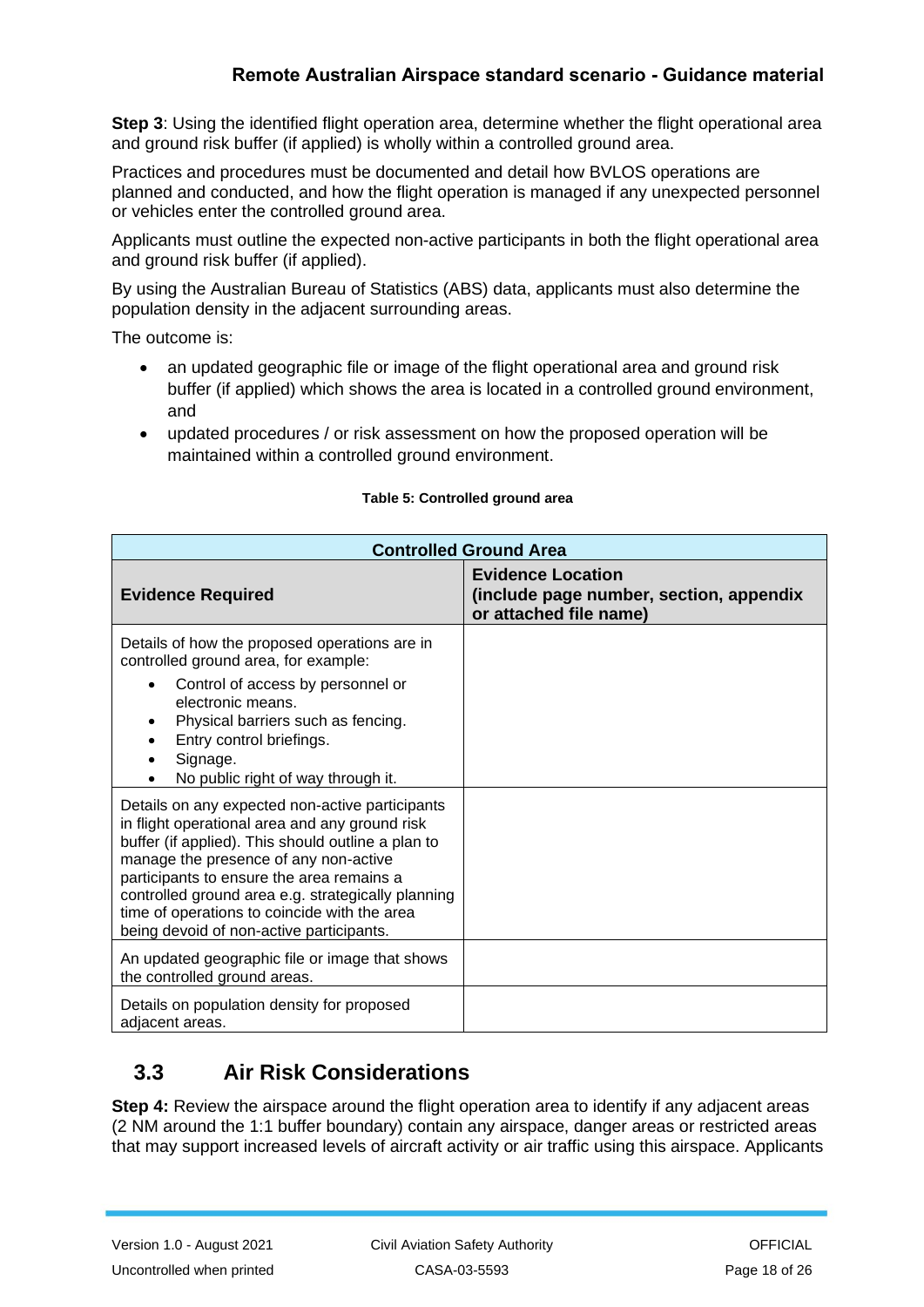**Step 3**: Using the identified flight operation area, determine whether the flight operational area and ground risk buffer (if applied) is wholly within a controlled ground area.

Practices and procedures must be documented and detail how BVLOS operations are planned and conducted, and how the flight operation is managed if any unexpected personnel or vehicles enter the controlled ground area.

Applicants must outline the expected non-active participants in both the flight operational area and ground risk buffer (if applied).

By using the Australian Bureau of Statistics (ABS) data, applicants must also determine the population density in the adjacent surrounding areas.

The outcome is:

- an updated geographic file or image of the flight operational area and ground risk buffer (if applied) which shows the area is located in a controlled ground environment, and
- updated procedures / or risk assessment on how the proposed operation will be maintained within a controlled ground environment.

**Table 5: Controlled ground area**

| **Controlled Ground Area** | |
|---|---|
| **Evidence Required** | **Evidence Location (include page number, section, appendix or attached file name)** |
| Details of how the proposed operations are in controlled ground area, for example: <br>• Control of access by personnel or electronic means.<br>• Physical barriers such as fencing.<br>• Entry control briefings.<br>• Signage.<br>• No public right of way through it. | |
| Details on any expected non-active participants in flight operational area and any ground risk buffer (if applied). This should outline a plan to manage the presence of any non-active participants to ensure the area remains a controlled ground area e.g. strategically planning time of operations to coincide with the area being devoid of non-active participants. | |
| An updated geographic file or image that shows the controlled ground areas. | |
| Details on population density for proposed adjacent areas. | |

## 3.3 Air Risk Considerations

**Step 4:** Review the airspace around the flight operation area to identify if any adjacent areas (2 NM around the 1:1 buffer boundary) contain any airspace, danger areas or restricted areas that may support increased levels of aircraft activity or air traffic using this airspace. Applicants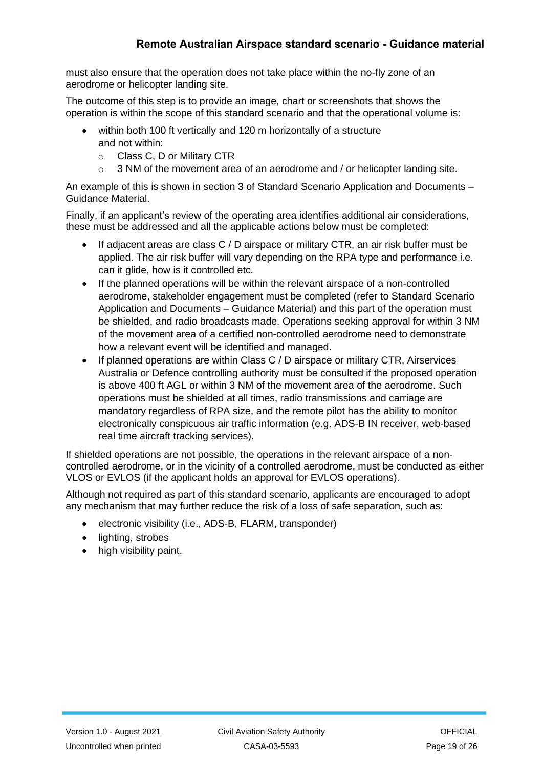must also ensure that the operation does not take place within the no-fly zone of an aerodrome or helicopter landing site.

The outcome of this step is to provide an image, chart or screenshots that shows the operation is within the scope of this standard scenario and that the operational volume is:

- within both 100 ft vertically and 120 m horizontally of a structure
  and not within:
  - Class C, D or Military CTR
  - 3 NM of the movement area of an aerodrome and / or helicopter landing site.

An example of this is shown in section 3 of Standard Scenario Application and Documents – Guidance Material.

Finally, if an applicant's review of the operating area identifies additional air considerations, these must be addressed and all the applicable actions below must be completed:

- If adjacent areas are class C / D airspace or military CTR, an air risk buffer must be applied. The air risk buffer will vary depending on the RPA type and performance i.e. can it glide, how is it controlled etc.
- If the planned operations will be within the relevant airspace of a non-controlled aerodrome, stakeholder engagement must be completed (refer to Standard Scenario Application and Documents – Guidance Material) and this part of the operation must be shielded, and radio broadcasts made. Operations seeking approval for within 3 NM of the movement area of a certified non-controlled aerodrome need to demonstrate how a relevant event will be identified and managed.
- If planned operations are within Class C / D airspace or military CTR, Airservices Australia or Defence controlling authority must be consulted if the proposed operation is above 400 ft AGL or within 3 NM of the movement area of the aerodrome. Such operations must be shielded at all times, radio transmissions and carriage are mandatory regardless of RPA size, and the remote pilot has the ability to monitor electronically conspicuous air traffic information (e.g. ADS-B IN receiver, web-based real time aircraft tracking services).

If shielded operations are not possible, the operations in the relevant airspace of a non-controlled aerodrome, or in the vicinity of a controlled aerodrome, must be conducted as either VLOS or EVLOS (if the applicant holds an approval for EVLOS operations).

Although not required as part of this standard scenario, applicants are encouraged to adopt any mechanism that may further reduce the risk of a loss of safe separation, such as:

- electronic visibility (i.e., ADS-B, FLARM, transponder)
- lighting, strobes
- high visibility paint.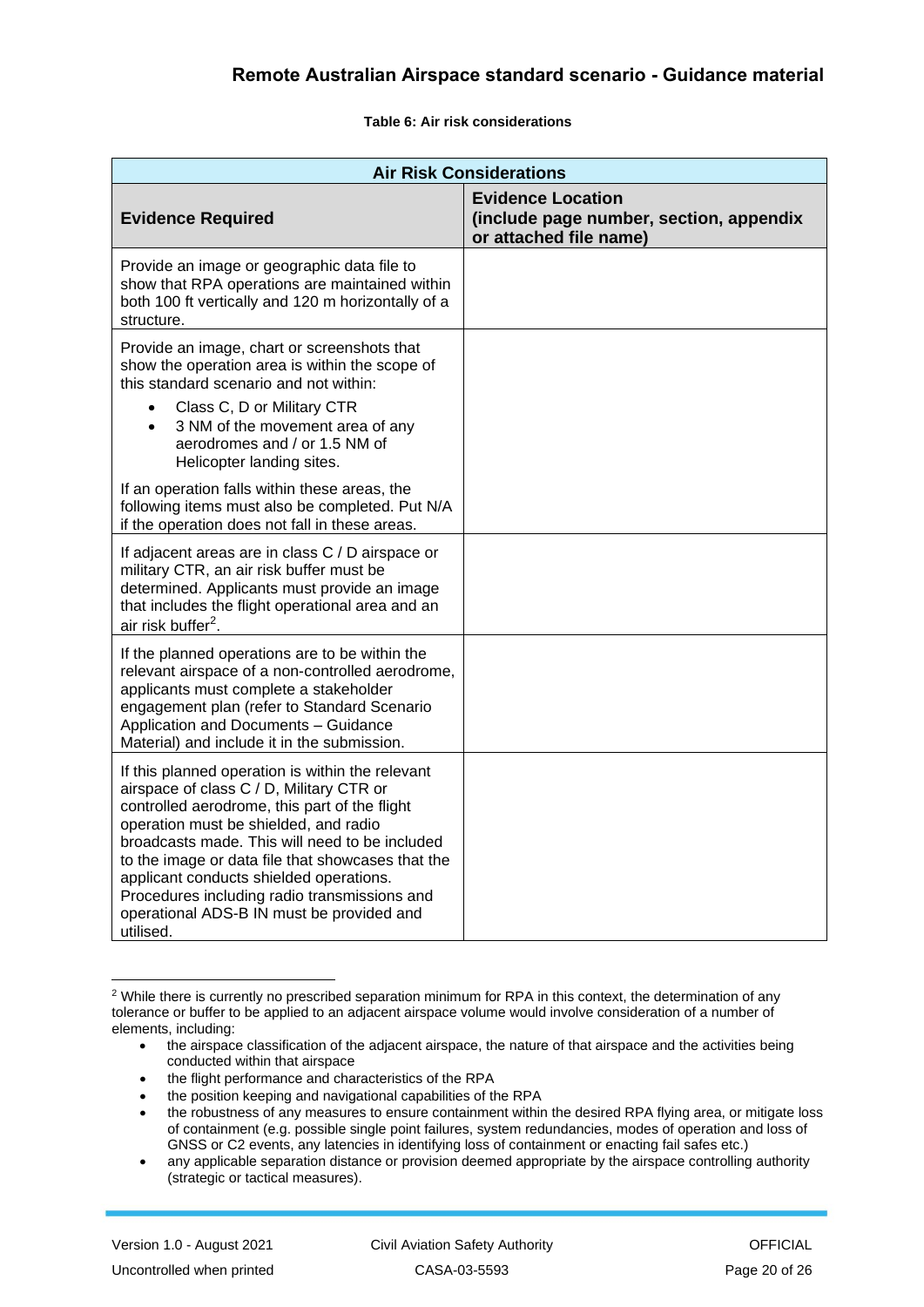**Table 6: Air risk considerations**

| Air Risk Considerations | |
|---|---|
| **Evidence Required** | **Evidence Location (include page number, section, appendix or attached file name)** |
| Provide an image or geographic data file to show that RPA operations are maintained within both 100 ft vertically and 120 m horizontally of a structure. | |
| Provide an image, chart or screenshots that show the operation area is within the scope of this standard scenario and not within:<br>• Class C, D or Military CTR<br>• 3 NM of the movement area of any aerodromes and / or 1.5 NM of Helicopter landing sites.<br><br>If an operation falls within these areas, the following items must also be completed. Put N/A if the operation does not fall in these areas. | |
| If adjacent areas are in class C / D airspace or military CTR, an air risk buffer must be determined. Applicants must provide an image that includes the flight operational area and an air risk buffer[2]. | |
| If the planned operations are to be within the relevant airspace of a non-controlled aerodrome, applicants must complete a stakeholder engagement plan (refer to Standard Scenario Application and Documents – Guidance Material) and include it in the submission. | |
| If this planned operation is within the relevant airspace of class C / D, Military CTR or controlled aerodrome, this part of the flight operation must be shielded, and radio broadcasts made. This will need to be included to the image or data file that showcases that the applicant conducts shielded operations. Procedures including radio transmissions and operational ADS-B IN must be provided and utilised. | |

[2] While there is currently no prescribed separation minimum for RPA in this context, the determination of any tolerance or buffer to be applied to an adjacent airspace volume would involve consideration of a number of elements, including:

- the airspace classification of the adjacent airspace, the nature of that airspace and the activities being conducted within that airspace
- the flight performance and characteristics of the RPA
- the position keeping and navigational capabilities of the RPA
- the robustness of any measures to ensure containment within the desired RPA flying area, or mitigate loss of containment (e.g. possible single point failures, system redundancies, modes of operation and loss of GNSS or C2 events, any latencies in identifying loss of containment or enacting fail safes etc.)
- any applicable separation distance or provision deemed appropriate by the airspace controlling authority (strategic or tactical measures).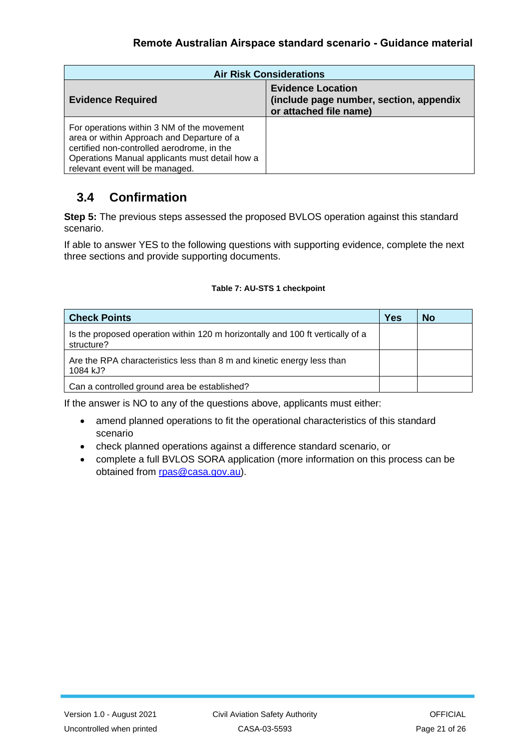| Air Risk Considerations | |
|---|---|
| **Evidence Required** | **Evidence Location (include page number, section, appendix or attached file name)** |
| For operations within 3 NM of the movement area or within Approach and Departure of a certified non-controlled aerodrome, in the Operations Manual applicants must detail how a relevant event will be managed. | |

## 3.4 Confirmation

**Step 5:** The previous steps assessed the proposed BVLOS operation against this standard scenario.

If able to answer YES to the following questions with supporting evidence, complete the next three sections and provide supporting documents.

**Table 7: AU-STS 1 checkpoint**

| Check Points | Yes | No |
|---|---|---|
| Is the proposed operation within 120 m horizontally and 100 ft vertically of a structure? | | |
| Are the RPA characteristics less than 8 m and kinetic energy less than 1084 kJ? | | |
| Can a controlled ground area be established? | | |

If the answer is NO to any of the questions above, applicants must either:

- amend planned operations to fit the operational characteristics of this standard scenario
- check planned operations against a difference standard scenario, or
- complete a full BVLOS SORA application (more information on this process can be obtained from rpas@casa.gov.au).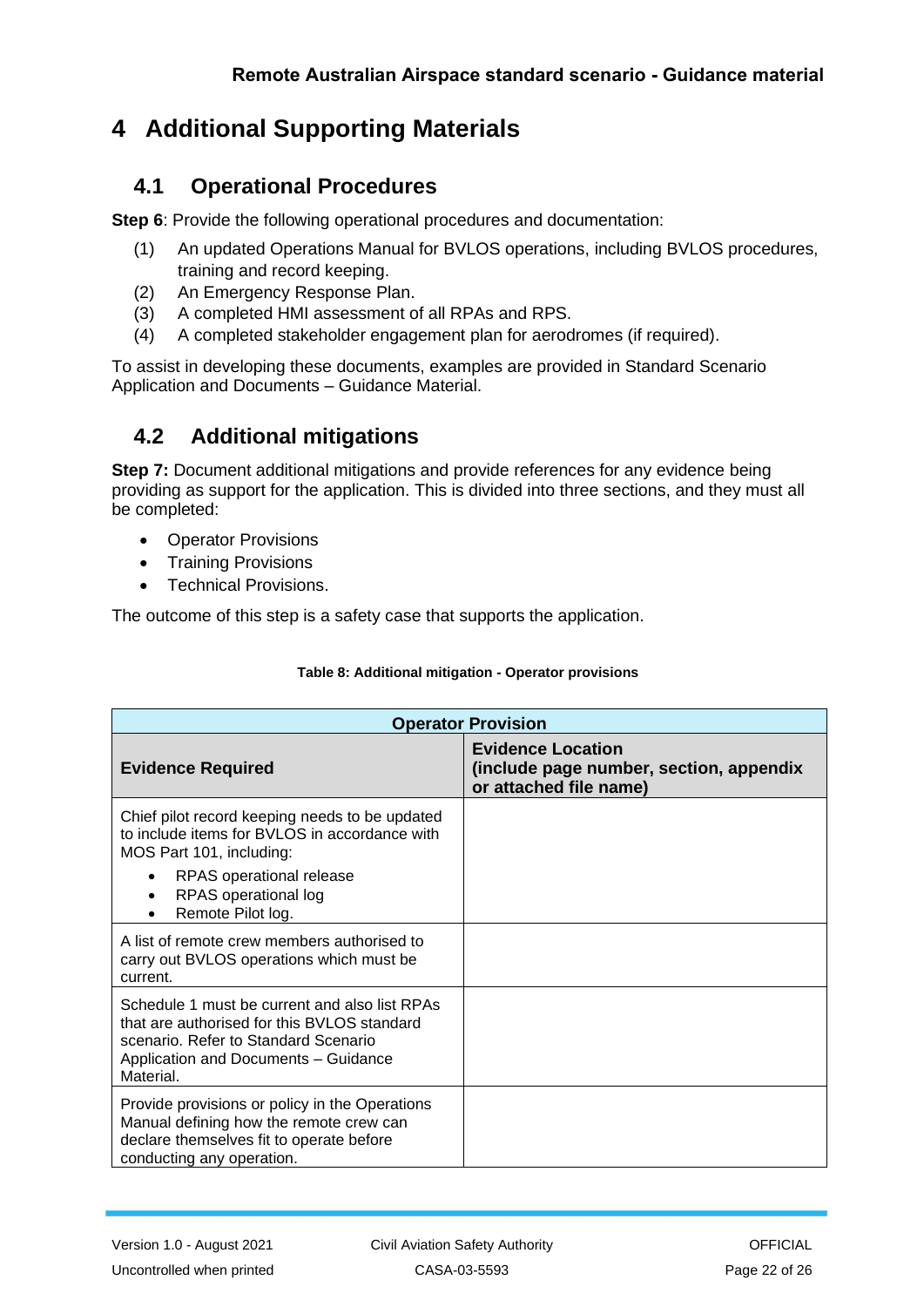# 4 Additional Supporting Materials

## 4.1 Operational Procedures

**Step 6**: Provide the following operational procedures and documentation:

(1) An updated Operations Manual for BVLOS operations, including BVLOS procedures, training and record keeping.
(2) An Emergency Response Plan.
(3) A completed HMI assessment of all RPAs and RPS.
(4) A completed stakeholder engagement plan for aerodromes (if required).

To assist in developing these documents, examples are provided in Standard Scenario Application and Documents – Guidance Material.

## 4.2 Additional mitigations

**Step 7:** Document additional mitigations and provide references for any evidence being providing as support for the application. This is divided into three sections, and they must all be completed:

- Operator Provisions
- Training Provisions
- Technical Provisions.

The outcome of this step is a safety case that supports the application.

**Table 8: Additional mitigation - Operator provisions**

| **Operator Provision** | |
|---|---|
| **Evidence Required** | **Evidence Location (include page number, section, appendix or attached file name)** |
| Chief pilot record keeping needs to be updated to include items for BVLOS in accordance with MOS Part 101, including: <br>• RPAS operational release <br>• RPAS operational log <br>• Remote Pilot log. | |
| A list of remote crew members authorised to carry out BVLOS operations which must be current. | |
| Schedule 1 must be current and also list RPAs that are authorised for this BVLOS standard scenario. Refer to Standard Scenario Application and Documents – Guidance Material. | |
| Provide provisions or policy in the Operations Manual defining how the remote crew can declare themselves fit to operate before conducting any operation. | |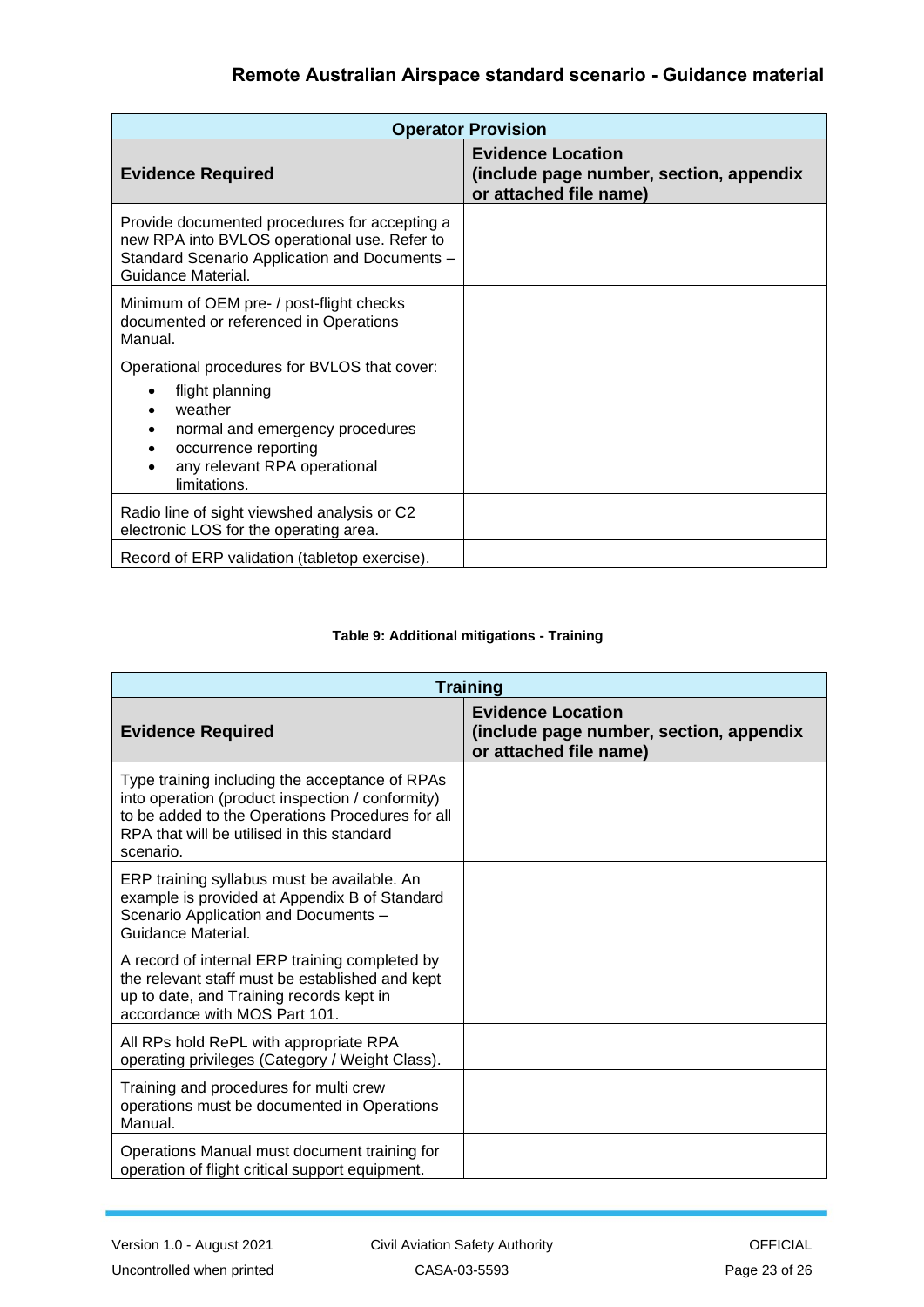| Operator Provision | |
|---|---|
| **Evidence Required** | **Evidence Location (include page number, section, appendix or attached file name)** |
| Provide documented procedures for accepting a new RPA into BVLOS operational use. Refer to Standard Scenario Application and Documents – Guidance Material. | |
| Minimum of OEM pre- / post-flight checks documented or referenced in Operations Manual. | |
| Operational procedures for BVLOS that cover: <br>• flight planning <br>• weather <br>• normal and emergency procedures <br>• occurrence reporting <br>• any relevant RPA operational limitations. | |
| Radio line of sight viewshed analysis or C2 electronic LOS for the operating area. | |
| Record of ERP validation (tabletop exercise). | |

**Table 9: Additional mitigations - Training**

| Training | |
|---|---|
| **Evidence Required** | **Evidence Location (include page number, section, appendix or attached file name)** |
| Type training including the acceptance of RPAs into operation (product inspection / conformity) to be added to the Operations Procedures for all RPA that will be utilised in this standard scenario. | |
| ERP training syllabus must be available. An example is provided at Appendix B of Standard Scenario Application and Documents – Guidance Material. <br><br>A record of internal ERP training completed by the relevant staff must be established and kept up to date, and Training records kept in accordance with MOS Part 101. | |
| All RPs hold RePL with appropriate RPA operating privileges (Category / Weight Class). | |
| Training and procedures for multi crew operations must be documented in Operations Manual. | |
| Operations Manual must document training for operation of flight critical support equipment. | |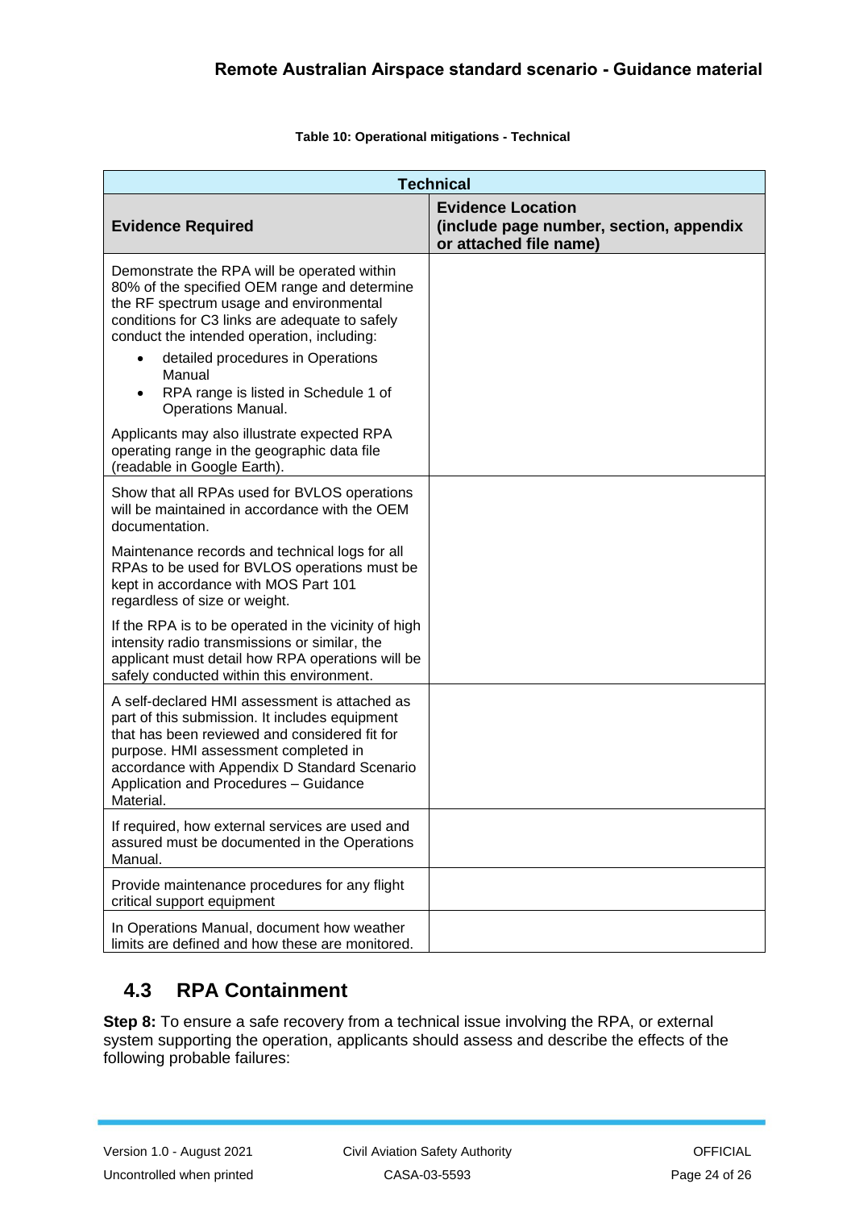**Table 10: Operational mitigations - Technical**

| Technical | |
|---|---|
| **Evidence Required** | **Evidence Location (include page number, section, appendix or attached file name)** |
| Demonstrate the RPA will be operated within 80% of the specified OEM range and determine the RF spectrum usage and environmental conditions for C3 links are adequate to safely conduct the intended operation, including:<br>• detailed procedures in Operations Manual<br>• RPA range is listed in Schedule 1 of Operations Manual.<br>Applicants may also illustrate expected RPA operating range in the geographic data file (readable in Google Earth). | |
| Show that all RPAs used for BVLOS operations will be maintained in accordance with the OEM documentation.<br>Maintenance records and technical logs for all RPAs to be used for BVLOS operations must be kept in accordance with MOS Part 101 regardless of size or weight.<br>If the RPA is to be operated in the vicinity of high intensity radio transmissions or similar, the applicant must detail how RPA operations will be safely conducted within this environment. | |
| A self-declared HMI assessment is attached as part of this submission. It includes equipment that has been reviewed and considered fit for purpose. HMI assessment completed in accordance with Appendix D Standard Scenario Application and Procedures – Guidance Material. | |
| If required, how external services are used and assured must be documented in the Operations Manual. | |
| Provide maintenance procedures for any flight critical support equipment | |
| In Operations Manual, document how weather limits are defined and how these are monitored. | |

## 4.3 RPA Containment

**Step 8:** To ensure a safe recovery from a technical issue involving the RPA, or external system supporting the operation, applicants should assess and describe the effects of the following probable failures: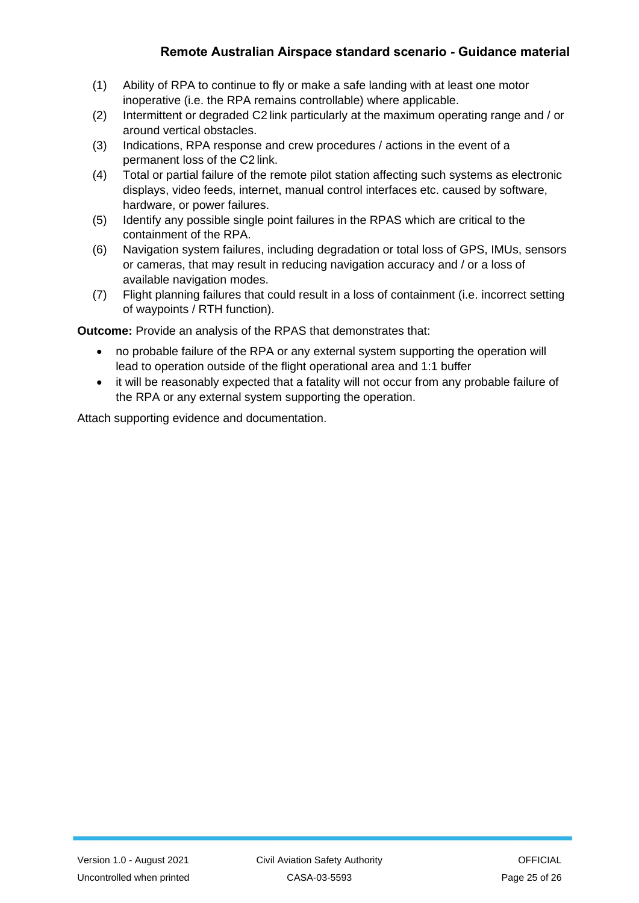(1) Ability of RPA to continue to fly or make a safe landing with at least one motor inoperative (i.e. the RPA remains controllable) where applicable.
(2) Intermittent or degraded C2 link particularly at the maximum operating range and / or around vertical obstacles.
(3) Indications, RPA response and crew procedures / actions in the event of a permanent loss of the C2 link.
(4) Total or partial failure of the remote pilot station affecting such systems as electronic displays, video feeds, internet, manual control interfaces etc. caused by software, hardware, or power failures.
(5) Identify any possible single point failures in the RPAS which are critical to the containment of the RPA.
(6) Navigation system failures, including degradation or total loss of GPS, IMUs, sensors or cameras, that may result in reducing navigation accuracy and / or a loss of available navigation modes.
(7) Flight planning failures that could result in a loss of containment (i.e. incorrect setting of waypoints / RTH function).

**Outcome:** Provide an analysis of the RPAS that demonstrates that:

- no probable failure of the RPA or any external system supporting the operation will lead to operation outside of the flight operational area and 1:1 buffer
- it will be reasonably expected that a fatality will not occur from any probable failure of the RPA or any external system supporting the operation.

Attach supporting evidence and documentation.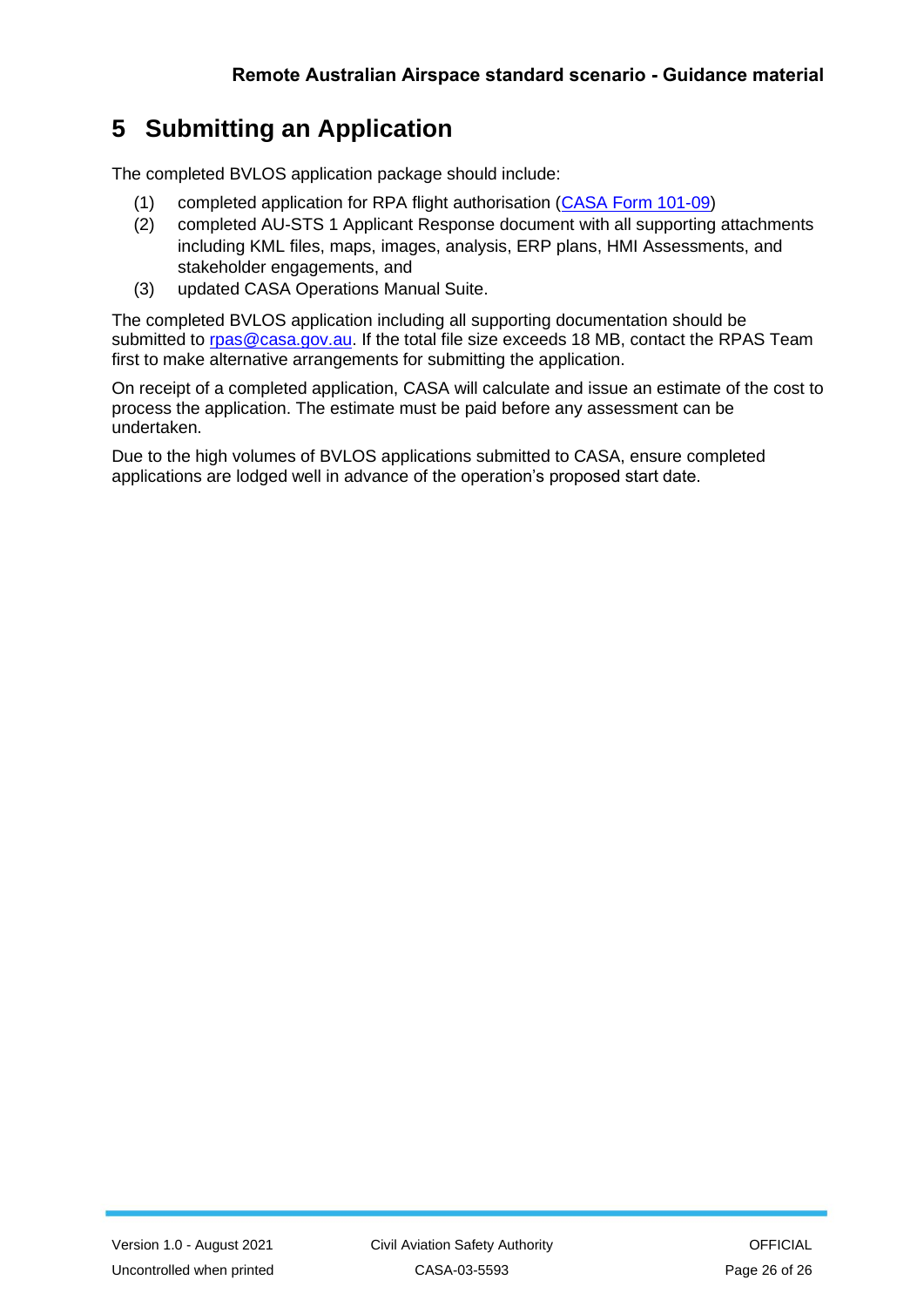# 5 Submitting an Application

The completed BVLOS application package should include:

(1) completed application for RPA flight authorisation (CASA Form 101-09)

(2) completed AU-STS 1 Applicant Response document with all supporting attachments including KML files, maps, images, analysis, ERP plans, HMI Assessments, and stakeholder engagements, and

(3) updated CASA Operations Manual Suite.

The completed BVLOS application including all supporting documentation should be submitted to rpas@casa.gov.au. If the total file size exceeds 18 MB, contact the RPAS Team first to make alternative arrangements for submitting the application.

On receipt of a completed application, CASA will calculate and issue an estimate of the cost to process the application. The estimate must be paid before any assessment can be undertaken.

Due to the high volumes of BVLOS applications submitted to CASA, ensure completed applications are lodged well in advance of the operation's proposed start date.